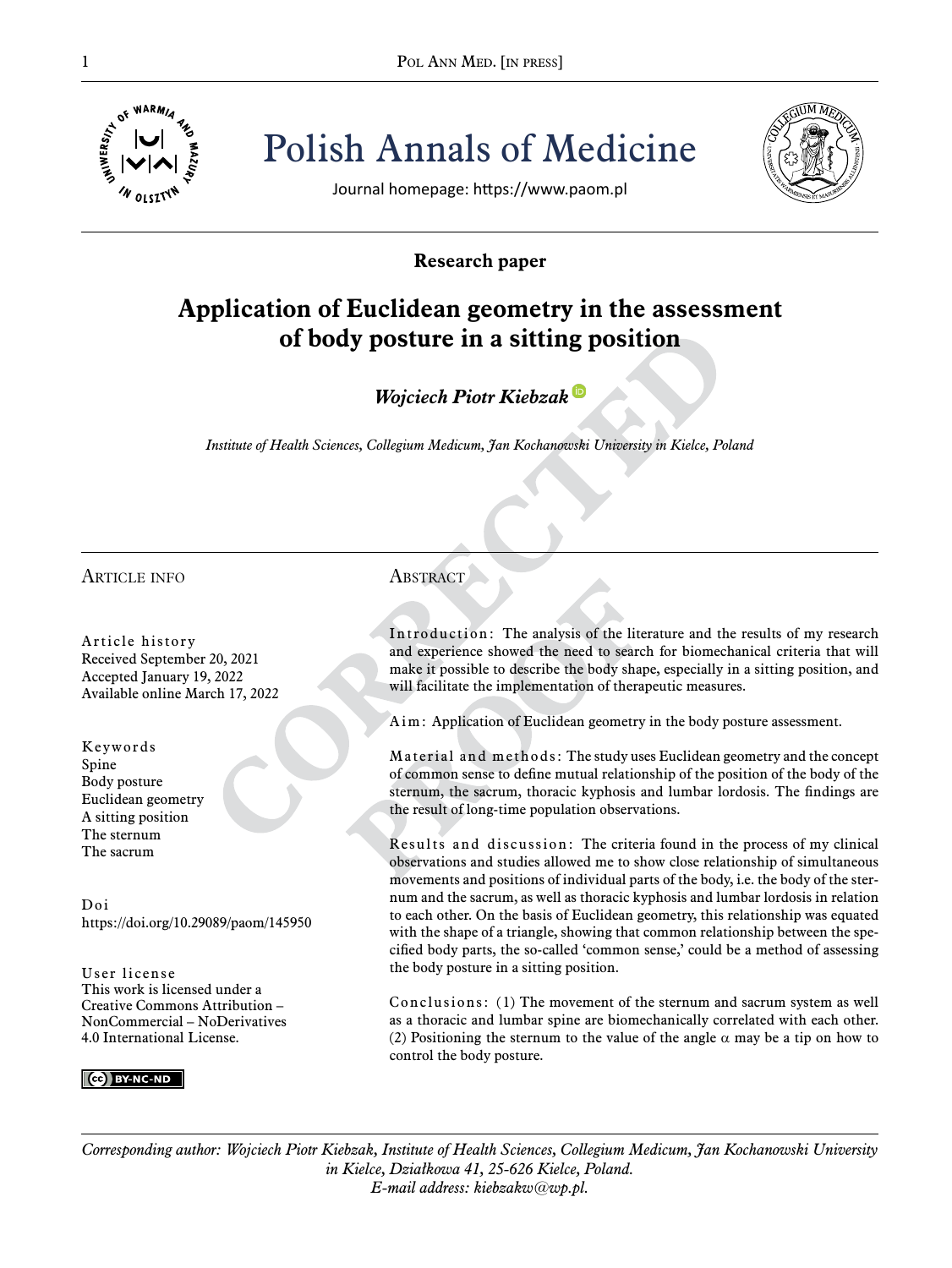Polish Annals of Medicine

Journal homepage: https://www.paom.pl

**Research paper**

# Application of Euclidean geometry in the assessment of body posture in a sitting position

***Wojciech Piotr Kiebzak***

*Institute of Health Sciences, Collegium Medicum, Jan Kochanowski University in Kielce, Poland*

## Article info

**Article history**
Received September 20, 2021
Accepted January 19, 2022
Available online March 17, 2022

**Keywords**
Spine
Body posture
Euclidean geometry
A sitting position
The sternum
The sacrum

**Doi**
https://doi.org/10.29089/paom/145950

**User license**
This work is licensed under a Creative Commons Attribution – NonCommercial – NoDerivatives 4.0 International License.

## Abstract

**Introduction:** The analysis of the literature and the results of my research and experience showed the need to search for biomechanical criteria that will make it possible to describe the body shape, especially in a sitting position, and will facilitate the implementation of therapeutic measures.

**Aim:** Application of Euclidean geometry in the body posture assessment.

**Material and methods:** The study uses Euclidean geometry and the concept of common sense to define mutual relationship of the position of the body of the sternum, the sacrum, thoracic kyphosis and lumbar lordosis. The findings are the result of long-time population observations.

**Results and discussion:** The criteria found in the process of my clinical observations and studies allowed me to show close relationship of simultaneous movements and positions of individual parts of the body, i.e. the body of the sternum and the sacrum, as well as thoracic kyphosis and lumbar lordosis in relation to each other. On the basis of Euclidean geometry, this relationship was equated with the shape of a triangle, showing that common relationship between the specified body parts, the so-called 'common sense,' could be a method of assessing the body posture in a sitting position.

**Conclusions:** (1) The movement of the sternum and sacrum system as well as a thoracic and lumbar spine are biomechanically correlated with each other. (2) Positioning the sternum to the value of the angle $\alpha$ may be a tip on how to control the body posture.

*Corresponding author: Wojciech Piotr Kiebzak, Institute of Health Sciences, Collegium Medicum, Jan Kochanowski University in Kielce, Działkowa 41, 25-626 Kielce, Poland.*
*E-mail address: kiebzakw@wp.pl.*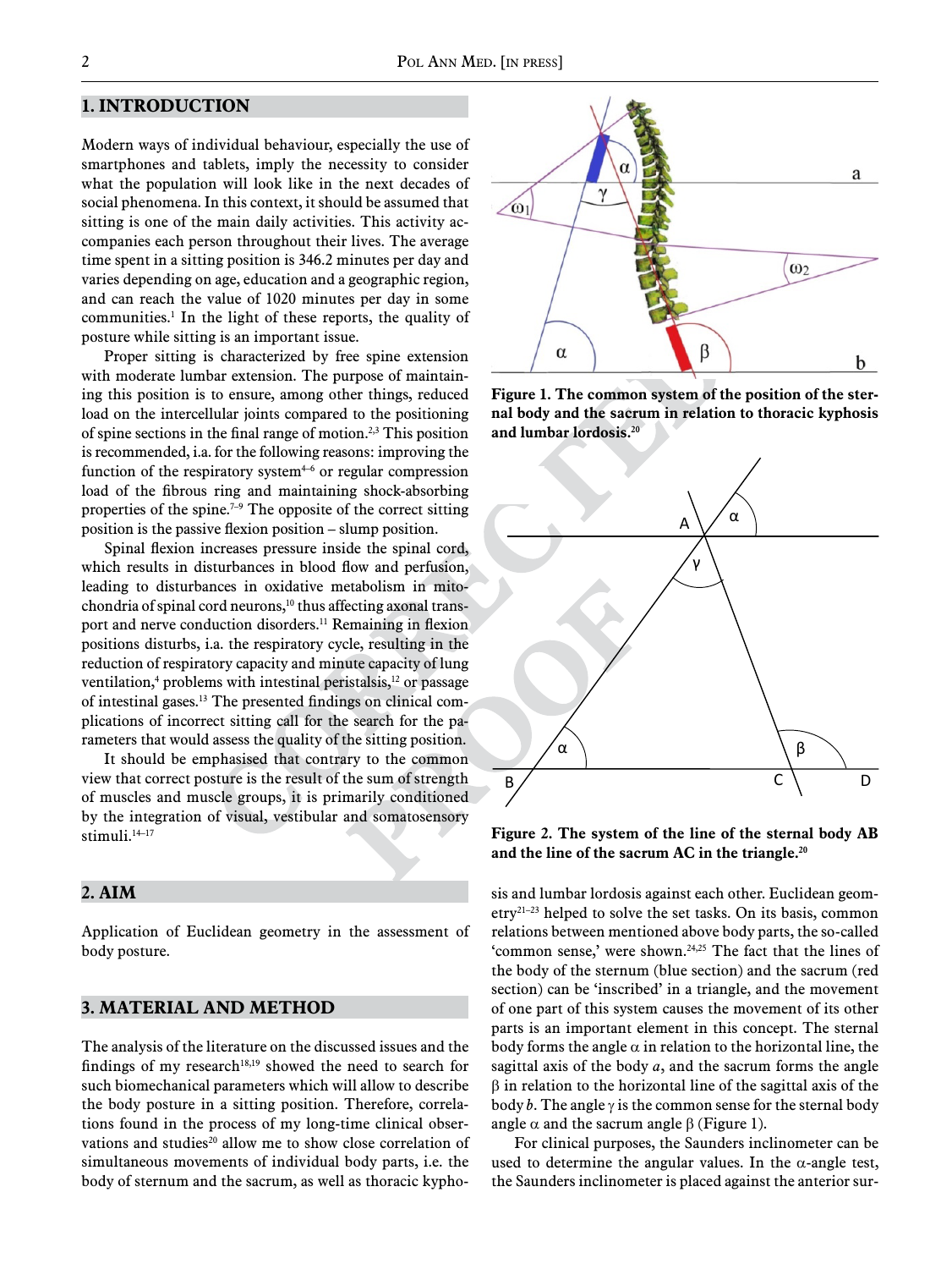## 1. INTRODUCTION

Modern ways of individual behaviour, especially the use of smartphones and tablets, imply the necessity to consider what the population will look like in the next decades of social phenomena. In this context, it should be assumed that sitting is one of the main daily activities. This activity accompanies each person throughout their lives. The average time spent in a sitting position is 346.2 minutes per day and varies depending on age, education and a geographic region, and can reach the value of 1020 minutes per day in some communities.[1] In the light of these reports, the quality of posture while sitting is an important issue.

Proper sitting is characterized by free spine extension with moderate lumbar extension. The purpose of maintaining this position is to ensure, among other things, reduced load on the intercellular joints compared to the positioning of spine sections in the final range of motion.[2,3] This position is recommended, i.a. for the following reasons: improving the function of the respiratory system[4–6] or regular compression load of the fibrous ring and maintaining shock-absorbing properties of the spine.[7–9] The opposite of the correct sitting position is the passive flexion position – slump position.

Spinal flexion increases pressure inside the spinal cord, which results in disturbances in blood flow and perfusion, leading to disturbances in oxidative metabolism in mitochondria of spinal cord neurons,[10] thus affecting axonal transport and nerve conduction disorders.[11] Remaining in flexion positions disturbs, i.a. the respiratory cycle, resulting in the reduction of respiratory capacity and minute capacity of lung ventilation,[4] problems with intestinal peristalsis,[12] or passage of intestinal gases.[13] The presented findings on clinical complications of incorrect sitting call for the search for the parameters that would assess the quality of the sitting position.

It should be emphasised that contrary to the common view that correct posture is the result of the sum of strength of muscles and muscle groups, it is primarily conditioned by the integration of visual, vestibular and somatosensory stimuli.[14–17]

## 2. AIM

Application of Euclidean geometry in the assessment of body posture.

## 3. MATERIAL AND METHOD

The analysis of the literature on the discussed issues and the findings of my research[18,19] showed the need to search for such biomechanical parameters which will allow to describe the body posture in a sitting position. Therefore, correlations found in the process of my long-time clinical observations and studies[20] allow me to show close correlation of simultaneous movements of individual body parts, i.e. the body of sternum and the sacrum, as well as thoracic kyphosis and lumbar lordosis against each other. Euclidean geometry[21–23] helped to solve the set tasks. On its basis, common relations between mentioned above body parts, the so-called 'common sense,' were shown.[24,25] The fact that the lines of the body of the sternum (blue section) and the sacrum (red section) can be 'inscribed' in a triangle, and the movement of one part of this system causes the movement of its other parts is an important element in this concept. The sternal body forms the angle $\alpha$ in relation to the horizontal line, the sagittal axis of the body *a*, and the sacrum forms the angle $\beta$ in relation to the horizontal line of the sagittal axis of the body *b*. The angle $\gamma$ is the common sense for the sternal body angle $\alpha$ and the sacrum angle $\beta$ (Figure 1).

**Figure 1. The common system of the position of the sternal body and the sacrum in relation to thoracic kyphosis and lumbar lordosis.[20]**

**Figure 2. The system of the line of the sternal body AB and the line of the sacrum AC in the triangle.[20]**

For clinical purposes, the Saunders inclinometer can be used to determine the angular values. In the $\alpha$-angle test, the Saunders inclinometer is placed against the anterior sur-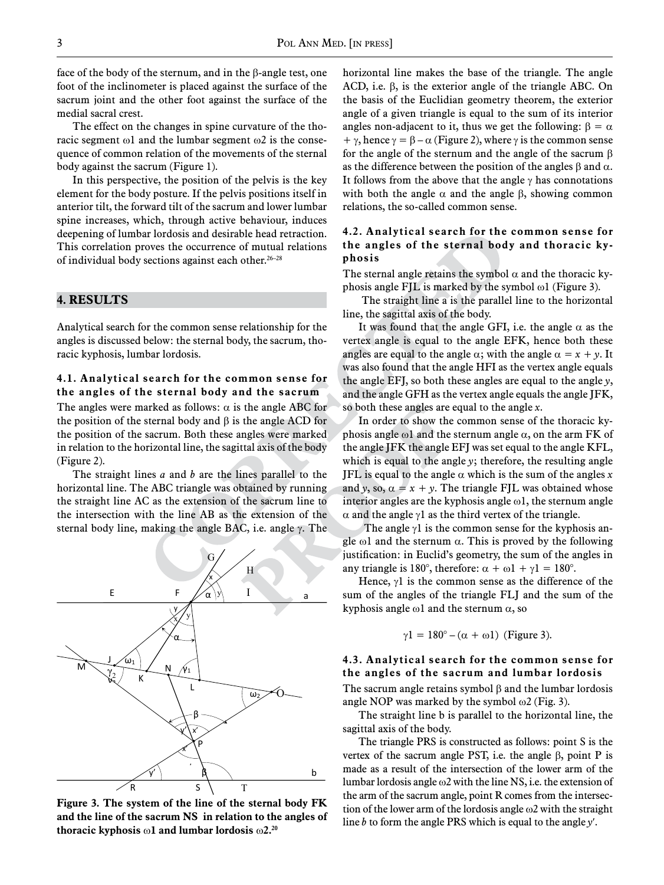face of the body of the sternum, and in the β-angle test, one foot of the inclinometer is placed against the surface of the sacrum joint and the other foot against the surface of the medial sacral crest.

The effect on the changes in spine curvature of the thoracic segment ω1 and the lumbar segment ω2 is the consequence of common relation of the movements of the sternal body against the sacrum (Figure 1).

In this perspective, the position of the pelvis is the key element for the body posture. If the pelvis positions itself in anterior tilt, the forward tilt of the sacrum and lower lumbar spine increases, which, through active behaviour, induces deepening of lumbar lordosis and desirable head retraction. This correlation proves the occurrence of mutual relations of individual body sections against each other.[26–28]

## 4. RESULTS

Analytical search for the common sense relationship for the angles is discussed below: the sternal body, the sacrum, thoracic kyphosis, lumbar lordosis.

### 4.1. Analytical search for the common sense for the angles of the sternal body and the sacrum

The angles were marked as follows: α is the angle ABC for the position of the sternal body and β is the angle ACD for the position of the sacrum. Both these angles were marked in relation to the horizontal line, the sagittal axis of the body (Figure 2).

The straight lines *a* and *b* are the lines parallel to the horizontal line. The ABC triangle was obtained by running the straight line AC as the extension of the sacrum line to the intersection with the line AB as the extension of the sternal body line, making the angle BAC, i.e. angle γ. The horizontal line makes the base of the triangle. The angle ACD, i.e. β, is the exterior angle of the triangle ABC. On the basis of the Euclidian geometry theorem, the exterior angle of a given triangle is equal to the sum of its interior angles non-adjacent to it, thus we get the following: $\beta = \alpha + \gamma$, hence $\gamma = \beta - \alpha$ (Figure 2), where γ is the common sense for the angle of the sternum and the angle of the sacrum β as the difference between the position of the angles β and α. It follows from the above that the angle γ has connotations with both the angle α and the angle β, showing common relations, the so-called common sense.

**Figure 3. The system of the line of the sternal body FK and the line of the sacrum NS in relation to the angles of thoracic kyphosis ω1 and lumbar lordosis ω2.[20]**

### 4.2. Analytical search for the common sense for the angles of the sternal body and thoracic kyphosis

The sternal angle retains the symbol α and the thoracic kyphosis angle FJL is marked by the symbol ω1 (Figure 3).

The straight line a is the parallel line to the horizontal line, the sagittal axis of the body.

It was found that the angle GFI, i.e. the angle α as the vertex angle is equal to the angle EFK, hence both these angles are equal to the angle α; with the angle $\alpha = x + y$. It was also found that the angle HFI as the vertex angle equals the angle EFJ, so both these angles are equal to the angle *y*, and the angle GFH as the vertex angle equals the angle JFK, so both these angles are equal to the angle *x*.

In order to show the common sense of the thoracic kyphosis angle ω1 and the sternum angle α, on the arm FK of the angle JFK the angle EFJ was set equal to the angle KFL, which is equal to the angle *y*; therefore, the resulting angle JFL is equal to the angle α which is the sum of the angles *x* and *y*, so, $\alpha = x + y$. The triangle FJL was obtained whose interior angles are the kyphosis angle ω1, the sternum angle α and the angle γ1 as the third vertex of the triangle.

The angle γ1 is the common sense for the kyphosis angle ω1 and the sternum α. This is proved by the following justification: in Euclid's geometry, the sum of the angles in any triangle is 180°, therefore: $\alpha + \omega 1 + \gamma 1 = 180°$.

Hence, γ1 is the common sense as the difference of the sum of the angles of the triangle FLJ and the sum of the kyphosis angle ω1 and the sternum α, so

$$\gamma 1 = 180° - (\alpha + \omega 1) \text{ (Figure 3).}$$

### 4.3. Analytical search for the common sense for the angles of the sacrum and lumbar lordosis

The sacrum angle retains symbol β and the lumbar lordosis angle NOP was marked by the symbol ω2 (Fig. 3).

The straight line b is parallel to the horizontal line, the sagittal axis of the body.

The triangle PRS is constructed as follows: point S is the vertex of the sacrum angle PST, i.e. the angle β, point P is made as a result of the intersection of the lower arm of the lumbar lordosis angle ω2 with the line NS, i.e. the extension of the arm of the sacrum angle, point R comes from the intersection of the lower arm of the lordosis angle ω2 with the straight line *b* to form the angle PRS which is equal to the angle *y′*.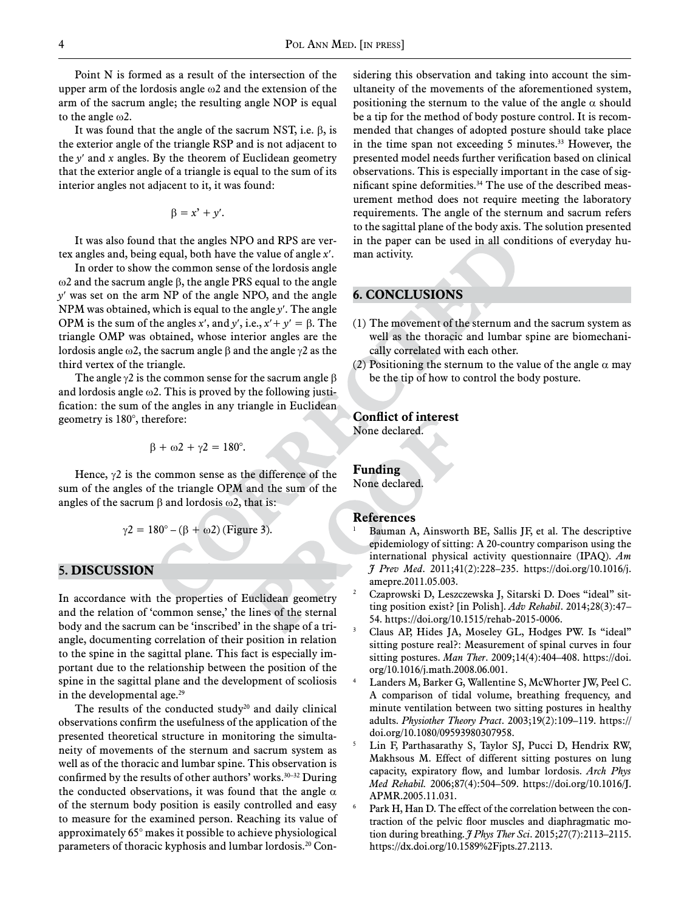Point N is formed as a result of the intersection of the upper arm of the lordosis angle $\omega 2$ and the extension of the arm of the sacrum angle; the resulting angle NOP is equal to the angle $\omega 2$.

It was found that the angle of the sacrum NST, i.e. $\beta$, is the exterior angle of the triangle RSP and is not adjacent to the $y'$ and $x$ angles. By the theorem of Euclidean geometry that the exterior angle of a triangle is equal to the sum of its interior angles not adjacent to it, it was found:

$$\beta = x' + y'.$$

It was also found that the angles NPO and RPS are vertex angles and, being equal, both have the value of angle $x'$.

In order to show the common sense of the lordosis angle $\omega 2$ and the sacrum angle $\beta$, the angle PRS equal to the angle $y'$ was set on the arm NP of the angle NPO, and the angle NPM was obtained, which is equal to the angle $y'$. The angle OPM is the sum of the angles $x'$, and $y'$, i.e., $x' + y' = \beta$. The triangle OMP was obtained, whose interior angles are the lordosis angle $\omega 2$, the sacrum angle $\beta$ and the angle $\gamma 2$ as the third vertex of the triangle.

The angle $\gamma 2$ is the common sense for the sacrum angle $\beta$ and lordosis angle $\omega 2$. This is proved by the following justification: the sum of the angles in any triangle in Euclidean geometry is 180°, therefore:

$$\beta + \omega 2 + \gamma 2 = 180°.$$

Hence, $\gamma 2$ is the common sense as the difference of the sum of the angles of the triangle OPM and the sum of the angles of the sacrum $\beta$ and lordosis $\omega 2$, that is:

$$\gamma 2 = 180° - (\beta + \omega 2) \text{ (Figure 3).}$$

## 5. DISCUSSION

In accordance with the properties of Euclidean geometry and the relation of 'common sense,' the lines of the sternal body and the sacrum can be 'inscribed' in the shape of a triangle, documenting correlation of their position in relation to the spine in the sagittal plane. This fact is especially important due to the relationship between the position of the spine in the sagittal plane and the development of scoliosis in the developmental age.[29]

The results of the conducted study[20] and daily clinical observations confirm the usefulness of the application of the presented theoretical structure in monitoring the simultaneity of movements of the sternum and sacrum system as well as of the thoracic and lumbar spine. This observation is confirmed by the results of other authors' works.[30–32] During the conducted observations, it was found that the angle $\alpha$ of the sternum body position is easily controlled and easy to measure for the examined person. Reaching its value of approximately 65° makes it possible to achieve physiological parameters of thoracic kyphosis and lumbar lordosis.[20] Considering this observation and taking into account the simultaneity of the movements of the aforementioned system, positioning the sternum to the value of the angle $\alpha$ should be a tip for the method of body posture control. It is recommended that changes of adopted posture should take place in the time span not exceeding 5 minutes.[33] However, the presented model needs further verification based on clinical observations. This is especially important in the case of significant spine deformities.[34] The use of the described measurement method does not require meeting the laboratory requirements. The angle of the sternum and sacrum refers to the sagittal plane of the body axis. The solution presented in the paper can be used in all conditions of everyday human activity.

## 6. CONCLUSIONS

(1) The movement of the sternum and the sacrum system as well as the thoracic and lumbar spine are biomechanically correlated with each other.
(2) Positioning the sternum to the value of the angle $\alpha$ may be the tip of how to control the body posture.

### Conflict of interest

None declared.

### Funding

None declared.

### References

1. Bauman A, Ainsworth BE, Sallis JF, et al. The descriptive epidemiology of sitting: A 20-country comparison using the international physical activity questionnaire (IPAQ). *Am J Prev Med*. 2011;41(2):228–235. https://doi.org/10.1016/j.amepre.2011.05.003.
2. Czaprowski D, Leszczewska J, Sitarski D. Does "ideal" sitting position exist? [in Polish]. *Adv Rehabil*. 2014;28(3):47–54. https://doi.org/10.1515/rehab-2015-0006.
3. Claus AP, Hides JA, Moseley GL, Hodges PW. Is "ideal" sitting posture real?: Measurement of spinal curves in four sitting postures. *Man Ther*. 2009;14(4):404–408. https://doi.org/10.1016/j.math.2008.06.001.
4. Landers M, Barker G, Wallentine S, McWhorter JW, Peel C. A comparison of tidal volume, breathing frequency, and minute ventilation between two sitting postures in healthy adults. *Physiother Theory Pract*. 2003;19(2):109–119. https://doi.org/10.1080/09593980307958.
5. Lin F, Parthasarathy S, Taylor SJ, Pucci D, Hendrix RW, Makhsous M. Effect of different sitting postures on lung capacity, expiratory flow, and lumbar lordosis. *Arch Phys Med Rehabil*. 2006;87(4):504–509. https://doi.org/10.1016/J.APMR.2005.11.031.
6. Park H, Han D. The effect of the correlation between the contraction of the pelvic floor muscles and diaphragmatic motion during breathing. *J Phys Ther Sci*. 2015;27(7):2113–2115. https://dx.doi.org/10.1589%2Fjpts.27.2113.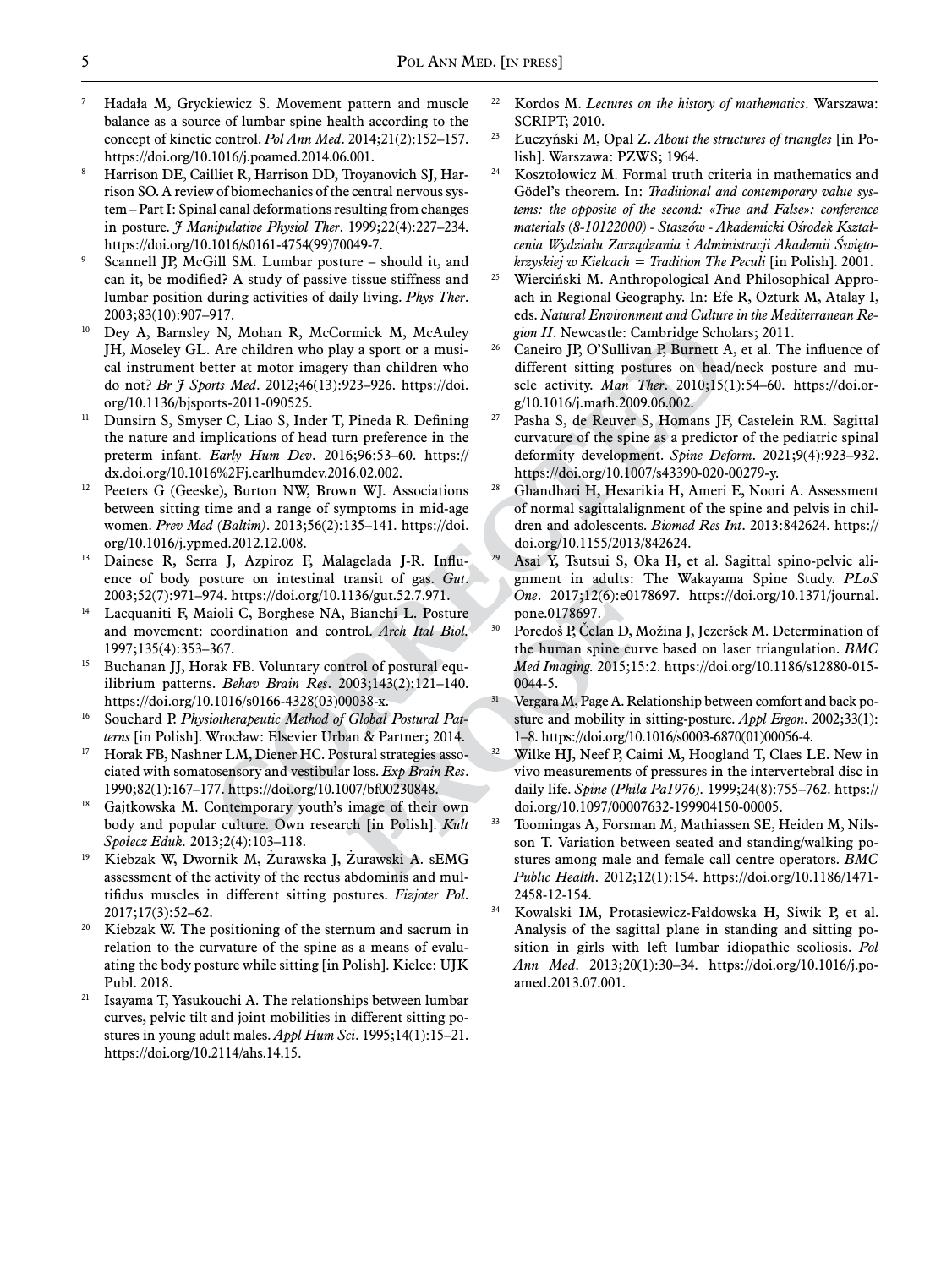7. Hadała M, Gryckiewicz S. Movement pattern and muscle balance as a source of lumbar spine health according to the concept of kinetic control. *Pol Ann Med*. 2014;21(2):152–157. https://doi.org/10.1016/j.poamed.2014.06.001.
8. Harrison DE, Cailliet R, Harrison DD, Troyanovich SJ, Harrison SO. A review of biomechanics of the central nervous system – Part I: Spinal canal deformations resulting from changes in posture. *J Manipulative Physiol Ther*. 1999;22(4):227–234. https://doi.org/10.1016/s0161-4754(99)70049-7.
9. Scannell JP, McGill SM. Lumbar posture – should it, and can it, be modified? A study of passive tissue stiffness and lumbar position during activities of daily living. *Phys Ther*. 2003;83(10):907–917.
10. Dey A, Barnsley N, Mohan R, McCormick M, McAuley JH, Moseley GL. Are children who play a sport or a musical instrument better at motor imagery than children who do not? *Br J Sports Med*. 2012;46(13):923–926. https://doi.org/10.1136/bjsports-2011-090525.
11. Dunsirn S, Smyser C, Liao S, Inder T, Pineda R. Defining the nature and implications of head turn preference in the preterm infant. *Early Hum Dev*. 2016;96:53–60. https://dx.doi.org/10.1016%2Fj.earlhumdev.2016.02.002.
12. Peeters G (Geeske), Burton NW, Brown WJ. Associations between sitting time and a range of symptoms in mid-age women. *Prev Med (Baltim)*. 2013;56(2):135–141. https://doi.org/10.1016/j.ypmed.2012.12.008.
13. Dainese R, Serra J, Azpiroz F, Malagelada J-R. Influence of body posture on intestinal transit of gas. *Gut*. 2003;52(7):971–974. https://doi.org/10.1136/gut.52.7.971.
14. Lacquaniti F, Maioli C, Borghese NA, Bianchi L. Posture and movement: coordination and control. *Arch Ital Biol*. 1997;135(4):353–367.
15. Buchanan JJ, Horak FB. Voluntary control of postural equilibrium patterns. *Behav Brain Res*. 2003;143(2):121–140. https://doi.org/10.1016/s0166-4328(03)00038-x.
16. Souchard P. *Physiotherapeutic Method of Global Postural Patterns* [in Polish]. Wrocław: Elsevier Urban & Partner; 2014.
17. Horak FB, Nashner LM, Diener HC. Postural strategies associated with somatosensory and vestibular loss. *Exp Brain Res*. 1990;82(1):167–177. https://doi.org/10.1007/bf00230848.
18. Gajtkowska M. Contemporary youth's image of their own body and popular culture. Own research [in Polish]. *Kult Społecz Eduk*. 2013;2(4):103–118.
19. Kiebzak W, Dwornik M, Żurawska J, Żurawski A. sEMG assessment of the activity of the rectus abdominis and multifidus muscles in different sitting postures. *Fizjoter Pol*. 2017;17(3):52–62.
20. Kiebzak W. The positioning of the sternum and sacrum in relation to the curvature of the spine as a means of evaluating the body posture while sitting [in Polish]. Kielce: UJK Publ. 2018.
21. Isayama T, Yasukouchi A. The relationships between lumbar curves, pelvic tilt and joint mobilities in different sitting postures in young adult males. *Appl Hum Sci*. 1995;14(1):15–21. https://doi.org/10.2114/ahs.14.15.
22. Kordos M. *Lectures on the history of mathematics*. Warszawa: SCRIPT; 2010.
23. Łuczyński M, Opal Z. *About the structures of triangles* [in Polish]. Warszawa: PZWS; 1964.
24. Kosztołowicz M. Formal truth criteria in mathematics and Gödel's theorem. In: *Traditional and contemporary value systems: the opposite of the second: «True and False»: conference materials (8-10122000) - Staszów - Akademicki Ośrodek Kształcenia Wydziału Zarządzania i Administracji Akademii Świętokrzyskiej w Kielcach = Tradition The Peculi* [in Polish]. 2001.
25. Wierciński M. Anthropological And Philosophical Approach in Regional Geography. In: Efe R, Ozturk M, Atalay I, eds. *Natural Environment and Culture in the Mediterranean Region II*. Newcastle: Cambridge Scholars; 2011.
26. Caneiro JP, O'Sullivan P, Burnett A, et al. The influence of different sitting postures on head/neck posture and muscle activity. *Man Ther*. 2010;15(1):54–60. https://doi.org/10.1016/j.math.2009.06.002.
27. Pasha S, de Reuver S, Homans JF, Castelein RM. Sagittal curvature of the spine as a predictor of the pediatric spinal deformity development. *Spine Deform*. 2021;9(4):923–932. https://doi.org/10.1007/s43390-020-00279-y.
28. Ghandhari H, Hesarikia H, Ameri E, Noori A. Assessment of normal sagittalalignment of the spine and pelvis in children and adolescents. *Biomed Res Int*. 2013:842624. https://doi.org/10.1155/2013/842624.
29. Asai Y, Tsutsui S, Oka H, et al. Sagittal spino-pelvic alignment in adults: The Wakayama Spine Study. *PLoS One*. 2017;12(6):e0178697. https://doi.org/10.1371/journal.pone.0178697.
30. Poredoš P, Čelan D, Možina J, Jezeršek M. Determination of the human spine curve based on laser triangulation. *BMC Med Imaging*. 2015;15:2. https://doi.org/10.1186/s12880-015-0044-5.
31. Vergara M, Page A. Relationship between comfort and back posture and mobility in sitting-posture. *Appl Ergon*. 2002;33(1):1–8. https://doi.org/10.1016/s0003-6870(01)00056-4.
32. Wilke HJ, Neef P, Caimi M, Hoogland T, Claes LE. New in vivo measurements of pressures in the intervertebral disc in daily life. *Spine (Phila Pa1976)*. 1999;24(8):755–762. https://doi.org/10.1097/00007632-199904150-00005.
33. Toomingas A, Forsman M, Mathiassen SE, Heiden M, Nilsson T. Variation between seated and standing/walking postures among male and female call centre operators. *BMC Public Health*. 2012;12(1):154. https://doi.org/10.1186/1471-2458-12-154.
34. Kowalski IM, Protasiewicz-Fałdowska H, Siwik P, et al. Analysis of the sagittal plane in standing and sitting position in girls with left lumbar idiopathic scoliosis. *Pol Ann Med*. 2013;20(1):30–34. https://doi.org/10.1016/j.poamed.2013.07.001.